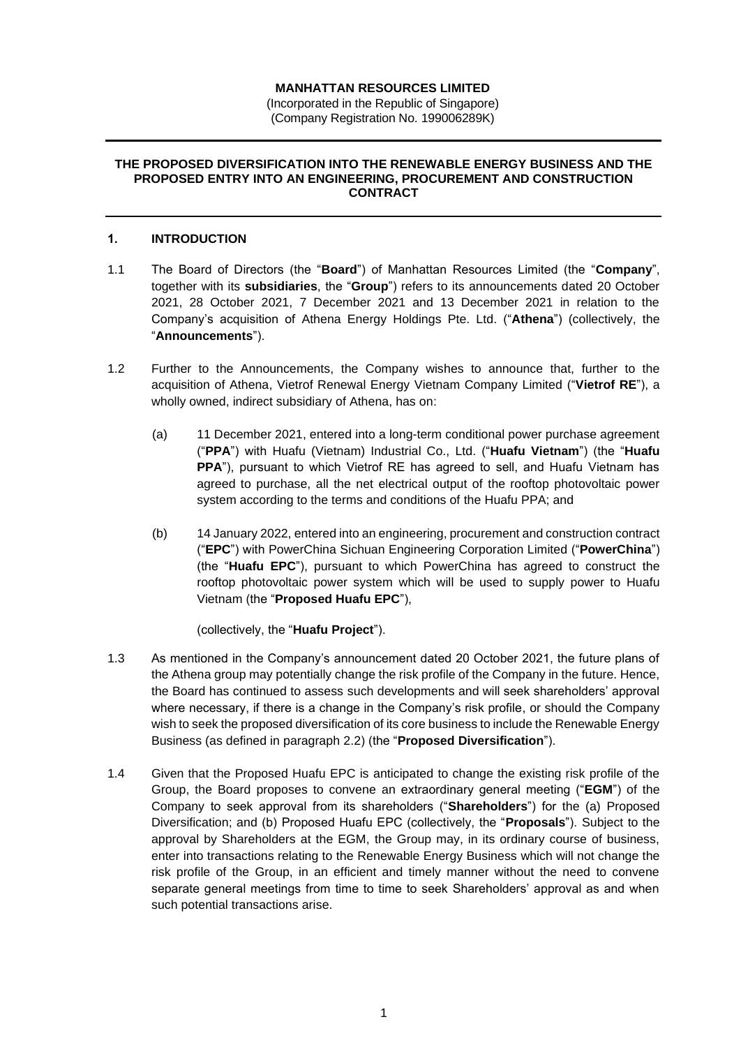**MANHATTAN RESOURCES LIMITED**
(Incorporated in the Republic of Singapore)
(Company Registration No. 199006289K)

---

**THE PROPOSED DIVERSIFICATION INTO THE RENEWABLE ENERGY BUSINESS AND THE PROPOSED ENTRY INTO AN ENGINEERING, PROCUREMENT AND CONSTRUCTION CONTRACT**

---

## 1. INTRODUCTION

1.1 The Board of Directors (the "**Board**") of Manhattan Resources Limited (the "**Company**", together with its **subsidiaries**, the "**Group**") refers to its announcements dated 20 October 2021, 28 October 2021, 7 December 2021 and 13 December 2021 in relation to the Company's acquisition of Athena Energy Holdings Pte. Ltd. ("**Athena**") (collectively, the "**Announcements**").

1.2 Further to the Announcements, the Company wishes to announce that, further to the acquisition of Athena, Vietrof Renewal Energy Vietnam Company Limited ("**Vietrof RE**"), a wholly owned, indirect subsidiary of Athena, has on:

(a) 11 December 2021, entered into a long-term conditional power purchase agreement ("**PPA**") with Huafu (Vietnam) Industrial Co., Ltd. ("**Huafu Vietnam**") (the "**Huafu PPA**"), pursuant to which Vietrof RE has agreed to sell, and Huafu Vietnam has agreed to purchase, all the net electrical output of the rooftop photovoltaic power system according to the terms and conditions of the Huafu PPA; and

(b) 14 January 2022, entered into an engineering, procurement and construction contract ("**EPC**") with PowerChina Sichuan Engineering Corporation Limited ("**PowerChina**") (the "**Huafu EPC**"), pursuant to which PowerChina has agreed to construct the rooftop photovoltaic power system which will be used to supply power to Huafu Vietnam (the "**Proposed Huafu EPC**"),

(collectively, the "**Huafu Project**").

1.3 As mentioned in the Company's announcement dated 20 October 2021, the future plans of the Athena group may potentially change the risk profile of the Company in the future. Hence, the Board has continued to assess such developments and will seek shareholders' approval where necessary, if there is a change in the Company's risk profile, or should the Company wish to seek the proposed diversification of its core business to include the Renewable Energy Business (as defined in paragraph 2.2) (the "**Proposed Diversification**").

1.4 Given that the Proposed Huafu EPC is anticipated to change the existing risk profile of the Group, the Board proposes to convene an extraordinary general meeting ("**EGM**") of the Company to seek approval from its shareholders ("**Shareholders**") for the (a) Proposed Diversification; and (b) Proposed Huafu EPC (collectively, the "**Proposals**"). Subject to the approval by Shareholders at the EGM, the Group may, in its ordinary course of business, enter into transactions relating to the Renewable Energy Business which will not change the risk profile of the Group, in an efficient and timely manner without the need to convene separate general meetings from time to time to seek Shareholders' approval as and when such potential transactions arise.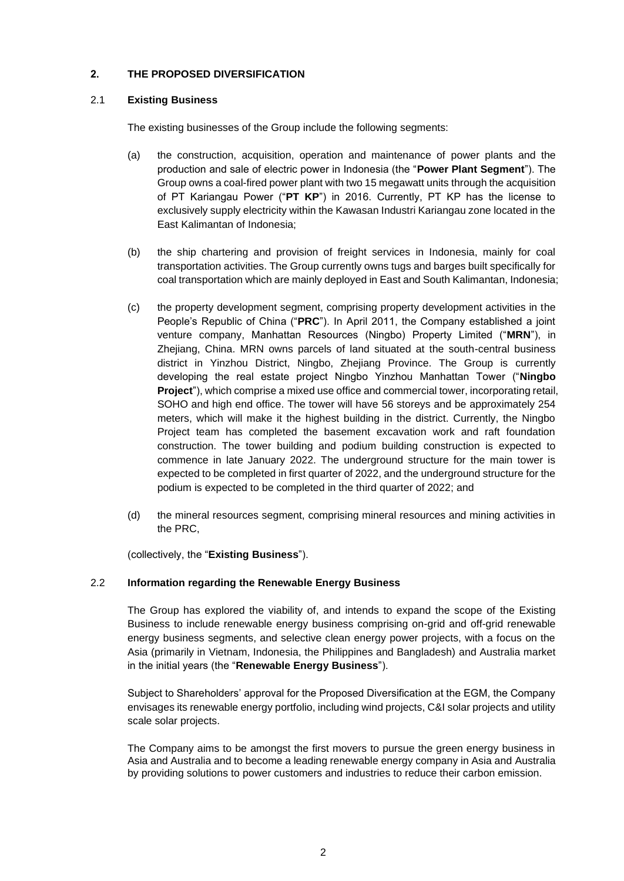## 2. THE PROPOSED DIVERSIFICATION

### 2.1 Existing Business

The existing businesses of the Group include the following segments:

(a) the construction, acquisition, operation and maintenance of power plants and the production and sale of electric power in Indonesia (the "**Power Plant Segment**"). The Group owns a coal-fired power plant with two 15 megawatt units through the acquisition of PT Kariangau Power ("**PT KP**") in 2016. Currently, PT KP has the license to exclusively supply electricity within the Kawasan Industri Kariangau zone located in the East Kalimantan of Indonesia;

(b) the ship chartering and provision of freight services in Indonesia, mainly for coal transportation activities. The Group currently owns tugs and barges built specifically for coal transportation which are mainly deployed in East and South Kalimantan, Indonesia;

(c) the property development segment, comprising property development activities in the People's Republic of China ("**PRC**"). In April 2011, the Company established a joint venture company, Manhattan Resources (Ningbo) Property Limited ("**MRN**"), in Zhejiang, China. MRN owns parcels of land situated at the south-central business district in Yinzhou District, Ningbo, Zhejiang Province. The Group is currently developing the real estate project Ningbo Yinzhou Manhattan Tower ("**Ningbo Project**"), which comprise a mixed use office and commercial tower, incorporating retail, SOHO and high end office. The tower will have 56 storeys and be approximately 254 meters, which will make it the highest building in the district. Currently, the Ningbo Project team has completed the basement excavation work and raft foundation construction. The tower building and podium building construction is expected to commence in late January 2022. The underground structure for the main tower is expected to be completed in first quarter of 2022, and the underground structure for the podium is expected to be completed in the third quarter of 2022; and

(d) the mineral resources segment, comprising mineral resources and mining activities in the PRC,

(collectively, the "**Existing Business**").

### 2.2 Information regarding the Renewable Energy Business

The Group has explored the viability of, and intends to expand the scope of the Existing Business to include renewable energy business comprising on-grid and off-grid renewable energy business segments, and selective clean energy power projects, with a focus on the Asia (primarily in Vietnam, Indonesia, the Philippines and Bangladesh) and Australia market in the initial years (the "**Renewable Energy Business**").

Subject to Shareholders' approval for the Proposed Diversification at the EGM, the Company envisages its renewable energy portfolio, including wind projects, C&I solar projects and utility scale solar projects.

The Company aims to be amongst the first movers to pursue the green energy business in Asia and Australia and to become a leading renewable energy company in Asia and Australia by providing solutions to power customers and industries to reduce their carbon emission.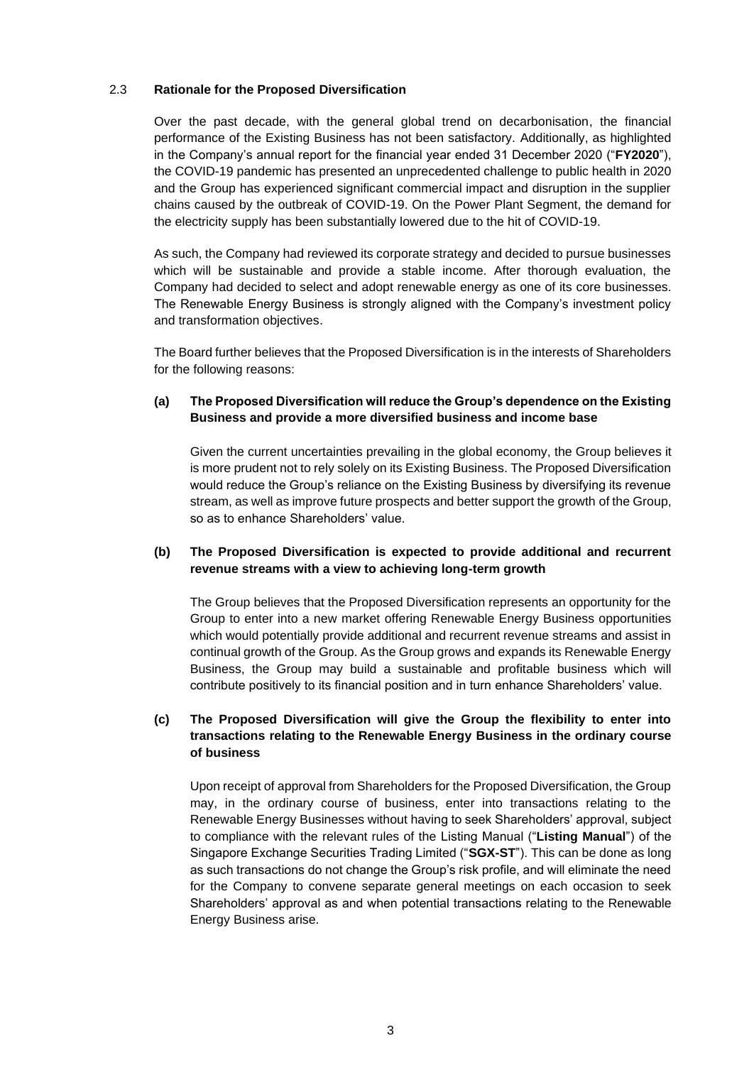### 2.3 **Rationale for the Proposed Diversification**

Over the past decade, with the general global trend on decarbonisation, the financial performance of the Existing Business has not been satisfactory. Additionally, as highlighted in the Company's annual report for the financial year ended 31 December 2020 ("**FY2020**"), the COVID-19 pandemic has presented an unprecedented challenge to public health in 2020 and the Group has experienced significant commercial impact and disruption in the supplier chains caused by the outbreak of COVID-19. On the Power Plant Segment, the demand for the electricity supply has been substantially lowered due to the hit of COVID-19.

As such, the Company had reviewed its corporate strategy and decided to pursue businesses which will be sustainable and provide a stable income. After thorough evaluation, the Company had decided to select and adopt renewable energy as one of its core businesses. The Renewable Energy Business is strongly aligned with the Company's investment policy and transformation objectives.

The Board further believes that the Proposed Diversification is in the interests of Shareholders for the following reasons:

**(a) The Proposed Diversification will reduce the Group's dependence on the Existing Business and provide a more diversified business and income base**

Given the current uncertainties prevailing in the global economy, the Group believes it is more prudent not to rely solely on its Existing Business. The Proposed Diversification would reduce the Group's reliance on the Existing Business by diversifying its revenue stream, as well as improve future prospects and better support the growth of the Group, so as to enhance Shareholders' value.

**(b) The Proposed Diversification is expected to provide additional and recurrent revenue streams with a view to achieving long-term growth**

The Group believes that the Proposed Diversification represents an opportunity for the Group to enter into a new market offering Renewable Energy Business opportunities which would potentially provide additional and recurrent revenue streams and assist in continual growth of the Group. As the Group grows and expands its Renewable Energy Business, the Group may build a sustainable and profitable business which will contribute positively to its financial position and in turn enhance Shareholders' value.

**(c) The Proposed Diversification will give the Group the flexibility to enter into transactions relating to the Renewable Energy Business in the ordinary course of business**

Upon receipt of approval from Shareholders for the Proposed Diversification, the Group may, in the ordinary course of business, enter into transactions relating to the Renewable Energy Businesses without having to seek Shareholders' approval, subject to compliance with the relevant rules of the Listing Manual ("**Listing Manual**") of the Singapore Exchange Securities Trading Limited ("**SGX-ST**"). This can be done as long as such transactions do not change the Group's risk profile, and will eliminate the need for the Company to convene separate general meetings on each occasion to seek Shareholders' approval as and when potential transactions relating to the Renewable Energy Business arise.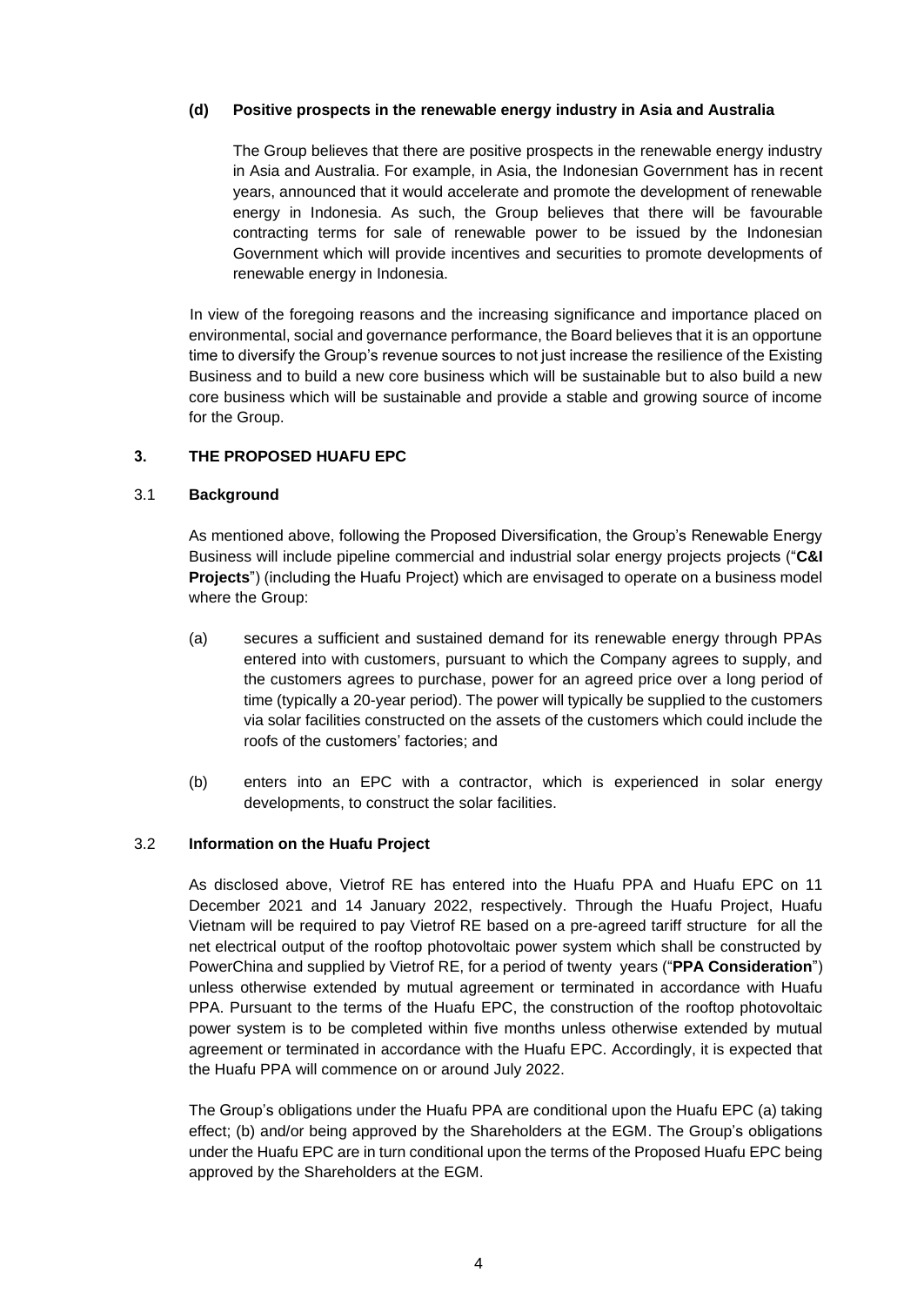**(d) Positive prospects in the renewable energy industry in Asia and Australia**

The Group believes that there are positive prospects in the renewable energy industry in Asia and Australia. For example, in Asia, the Indonesian Government has in recent years, announced that it would accelerate and promote the development of renewable energy in Indonesia. As such, the Group believes that there will be favourable contracting terms for sale of renewable power to be issued by the Indonesian Government which will provide incentives and securities to promote developments of renewable energy in Indonesia.

In view of the foregoing reasons and the increasing significance and importance placed on environmental, social and governance performance, the Board believes that it is an opportune time to diversify the Group's revenue sources to not just increase the resilience of the Existing Business and to build a new core business which will be sustainable but to also build a new core business which will be sustainable and provide a stable and growing source of income for the Group.

## 3. THE PROPOSED HUAFU EPC

### 3.1 Background

As mentioned above, following the Proposed Diversification, the Group's Renewable Energy Business will include pipeline commercial and industrial solar energy projects projects ("**C&I Projects**") (including the Huafu Project) which are envisaged to operate on a business model where the Group:

(a) secures a sufficient and sustained demand for its renewable energy through PPAs entered into with customers, pursuant to which the Company agrees to supply, and the customers agrees to purchase, power for an agreed price over a long period of time (typically a 20-year period). The power will typically be supplied to the customers via solar facilities constructed on the assets of the customers which could include the roofs of the customers' factories; and

(b) enters into an EPC with a contractor, which is experienced in solar energy developments, to construct the solar facilities.

### 3.2 Information on the Huafu Project

As disclosed above, Vietrof RE has entered into the Huafu PPA and Huafu EPC on 11 December 2021 and 14 January 2022, respectively. Through the Huafu Project, Huafu Vietnam will be required to pay Vietrof RE based on a pre-agreed tariff structure for all the net electrical output of the rooftop photovoltaic power system which shall be constructed by PowerChina and supplied by Vietrof RE, for a period of twenty years ("**PPA Consideration**") unless otherwise extended by mutual agreement or terminated in accordance with Huafu PPA. Pursuant to the terms of the Huafu EPC, the construction of the rooftop photovoltaic power system is to be completed within five months unless otherwise extended by mutual agreement or terminated in accordance with the Huafu EPC. Accordingly, it is expected that the Huafu PPA will commence on or around July 2022.

The Group's obligations under the Huafu PPA are conditional upon the Huafu EPC (a) taking effect; (b) and/or being approved by the Shareholders at the EGM. The Group's obligations under the Huafu EPC are in turn conditional upon the terms of the Proposed Huafu EPC being approved by the Shareholders at the EGM.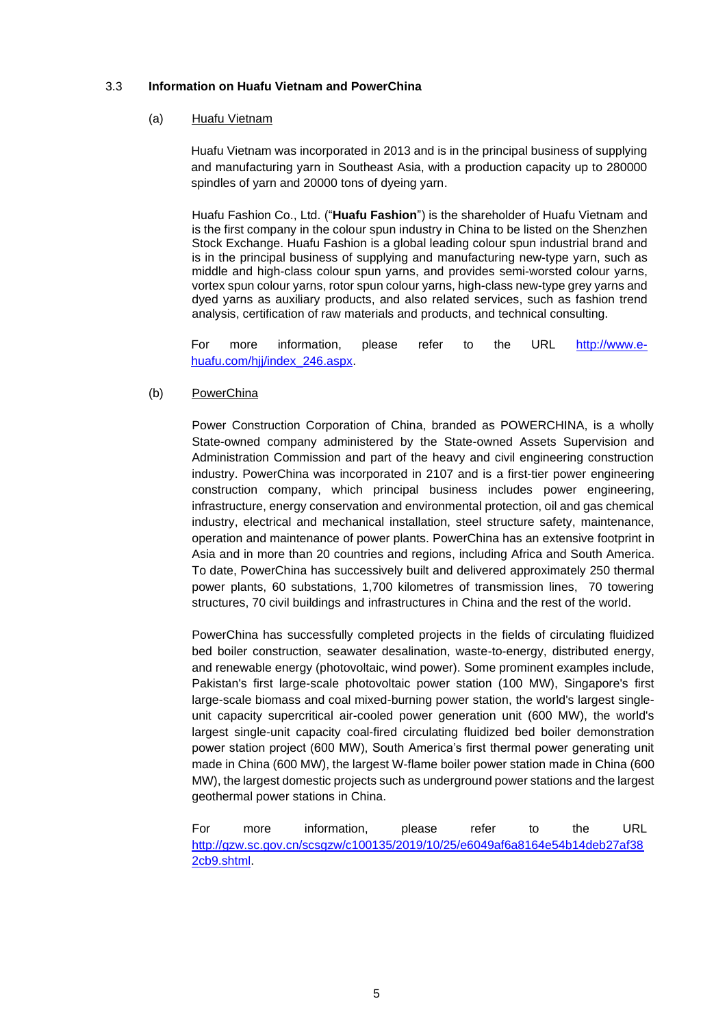### 3.3 Information on Huafu Vietnam and PowerChina

(a) Huafu Vietnam

Huafu Vietnam was incorporated in 2013 and is in the principal business of supplying and manufacturing yarn in Southeast Asia, with a production capacity up to 280000 spindles of yarn and 20000 tons of dyeing yarn.

Huafu Fashion Co., Ltd. ("**Huafu Fashion**") is the shareholder of Huafu Vietnam and is the first company in the colour spun industry in China to be listed on the Shenzhen Stock Exchange. Huafu Fashion is a global leading colour spun industrial brand and is in the principal business of supplying and manufacturing new-type yarn, such as middle and high-class colour spun yarns, and provides semi-worsted colour yarns, vortex spun colour yarns, rotor spun colour yarns, high-class new-type grey yarns and dyed yarns as auxiliary products, and also related services, such as fashion trend analysis, certification of raw materials and products, and technical consulting.

For more information, please refer to the URL http://www.e-huafu.com/hjj/index_246.aspx.

(b) PowerChina

Power Construction Corporation of China, branded as POWERCHINA, is a wholly State-owned company administered by the State-owned Assets Supervision and Administration Commission and part of the heavy and civil engineering construction industry. PowerChina was incorporated in 2107 and is a first-tier power engineering construction company, which principal business includes power engineering, infrastructure, energy conservation and environmental protection, oil and gas chemical industry, electrical and mechanical installation, steel structure safety, maintenance, operation and maintenance of power plants. PowerChina has an extensive footprint in Asia and in more than 20 countries and regions, including Africa and South America. To date, PowerChina has successively built and delivered approximately 250 thermal power plants, 60 substations, 1,700 kilometres of transmission lines, 70 towering structures, 70 civil buildings and infrastructures in China and the rest of the world.

PowerChina has successfully completed projects in the fields of circulating fluidized bed boiler construction, seawater desalination, waste-to-energy, distributed energy, and renewable energy (photovoltaic, wind power). Some prominent examples include, Pakistan's first large-scale photovoltaic power station (100 MW), Singapore's first large-scale biomass and coal mixed-burning power station, the world's largest single-unit capacity supercritical air-cooled power generation unit (600 MW), the world's largest single-unit capacity coal-fired circulating fluidized bed boiler demonstration power station project (600 MW), South America's first thermal power generating unit made in China (600 MW), the largest W-flame boiler power station made in China (600 MW), the largest domestic projects such as underground power stations and the largest geothermal power stations in China.

For more information, please refer to the URL http://gzw.sc.gov.cn/scsgzw/c100135/2019/10/25/e6049af6a8164e54b14deb27af382cb9.shtml.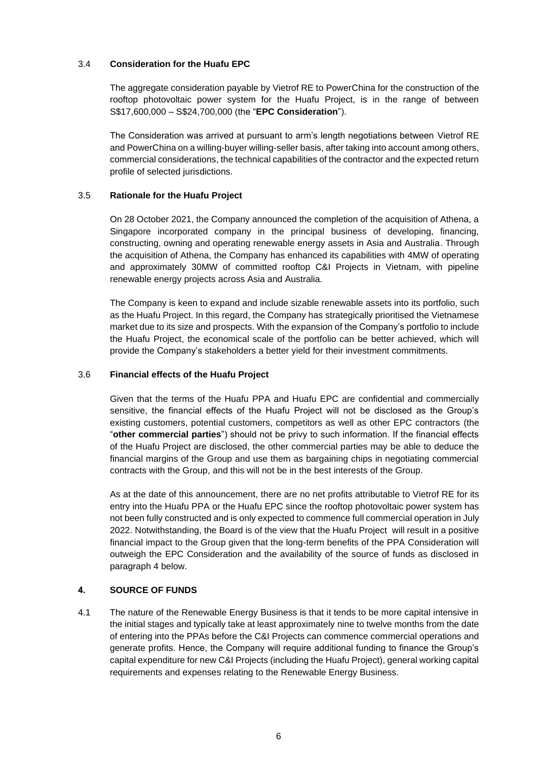### 3.4 **Consideration for the Huafu EPC**

The aggregate consideration payable by Vietrof RE to PowerChina for the construction of the rooftop photovoltaic power system for the Huafu Project, is in the range of between S$17,600,000 – S$24,700,000 (the "**EPC Consideration**").

The Consideration was arrived at pursuant to arm's length negotiations between Vietrof RE and PowerChina on a willing-buyer willing-seller basis, after taking into account among others, commercial considerations, the technical capabilities of the contractor and the expected return profile of selected jurisdictions.

### 3.5 **Rationale for the Huafu Project**

On 28 October 2021, the Company announced the completion of the acquisition of Athena, a Singapore incorporated company in the principal business of developing, financing, constructing, owning and operating renewable energy assets in Asia and Australia. Through the acquisition of Athena, the Company has enhanced its capabilities with 4MW of operating and approximately 30MW of committed rooftop C&I Projects in Vietnam, with pipeline renewable energy projects across Asia and Australia.

The Company is keen to expand and include sizable renewable assets into its portfolio, such as the Huafu Project. In this regard, the Company has strategically prioritised the Vietnamese market due to its size and prospects. With the expansion of the Company's portfolio to include the Huafu Project, the economical scale of the portfolio can be better achieved, which will provide the Company's stakeholders a better yield for their investment commitments.

### 3.6 **Financial effects of the Huafu Project**

Given that the terms of the Huafu PPA and Huafu EPC are confidential and commercially sensitive, the financial effects of the Huafu Project will not be disclosed as the Group's existing customers, potential customers, competitors as well as other EPC contractors (the "**other commercial parties**") should not be privy to such information. If the financial effects of the Huafu Project are disclosed, the other commercial parties may be able to deduce the financial margins of the Group and use them as bargaining chips in negotiating commercial contracts with the Group, and this will not be in the best interests of the Group.

As at the date of this announcement, there are no net profits attributable to Vietrof RE for its entry into the Huafu PPA or the Huafu EPC since the rooftop photovoltaic power system has not been fully constructed and is only expected to commence full commercial operation in July 2022. Notwithstanding, the Board is of the view that the Huafu Project will result in a positive financial impact to the Group given that the long-term benefits of the PPA Consideration will outweigh the EPC Consideration and the availability of the source of funds as disclosed in paragraph 4 below.

## 4. **SOURCE OF FUNDS**

4.1 The nature of the Renewable Energy Business is that it tends to be more capital intensive in the initial stages and typically take at least approximately nine to twelve months from the date of entering into the PPAs before the C&I Projects can commence commercial operations and generate profits. Hence, the Company will require additional funding to finance the Group's capital expenditure for new C&I Projects (including the Huafu Project), general working capital requirements and expenses relating to the Renewable Energy Business.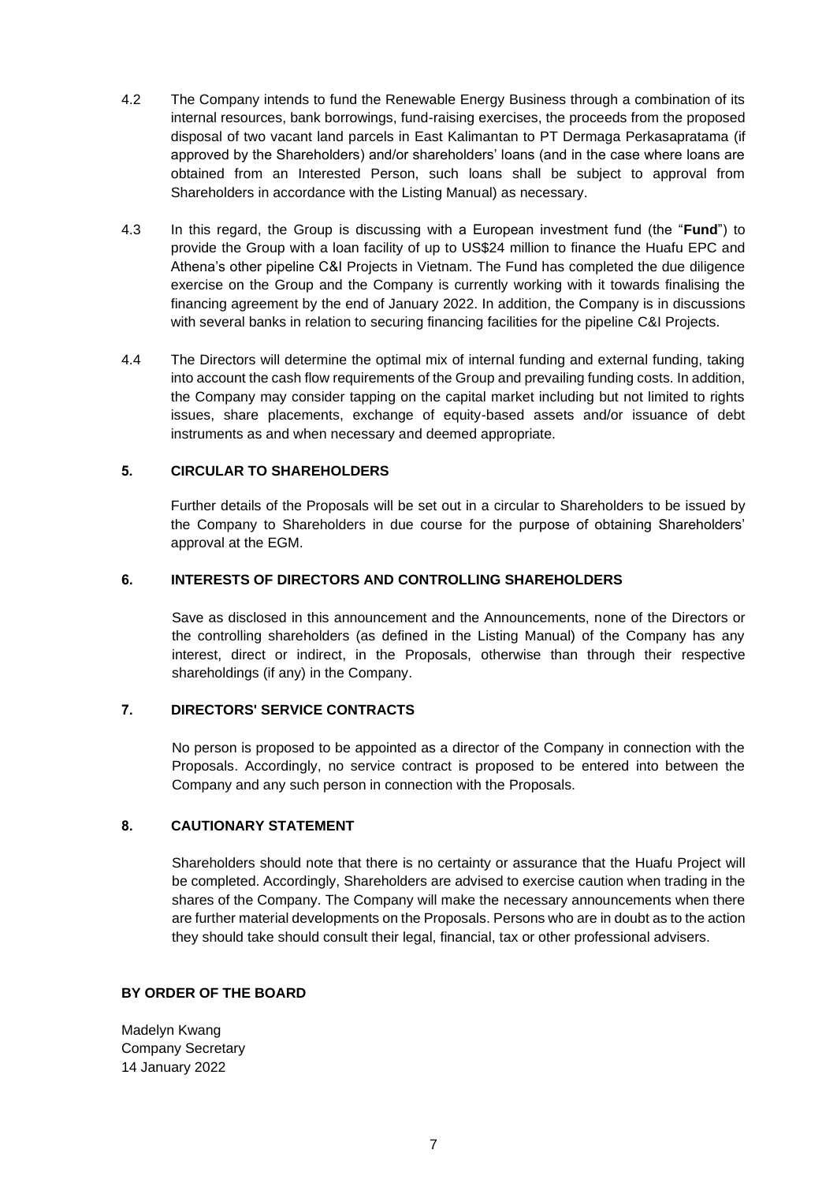4.2 The Company intends to fund the Renewable Energy Business through a combination of its internal resources, bank borrowings, fund-raising exercises, the proceeds from the proposed disposal of two vacant land parcels in East Kalimantan to PT Dermaga Perkasapratama (if approved by the Shareholders) and/or shareholders' loans (and in the case where loans are obtained from an Interested Person, such loans shall be subject to approval from Shareholders in accordance with the Listing Manual) as necessary.

4.3 In this regard, the Group is discussing with a European investment fund (the "**Fund**") to provide the Group with a loan facility of up to US$24 million to finance the Huafu EPC and Athena's other pipeline C&I Projects in Vietnam. The Fund has completed the due diligence exercise on the Group and the Company is currently working with it towards finalising the financing agreement by the end of January 2022. In addition, the Company is in discussions with several banks in relation to securing financing facilities for the pipeline C&I Projects.

4.4 The Directors will determine the optimal mix of internal funding and external funding, taking into account the cash flow requirements of the Group and prevailing funding costs. In addition, the Company may consider tapping on the capital market including but not limited to rights issues, share placements, exchange of equity-based assets and/or issuance of debt instruments as and when necessary and deemed appropriate.

## 5. CIRCULAR TO SHAREHOLDERS

Further details of the Proposals will be set out in a circular to Shareholders to be issued by the Company to Shareholders in due course for the purpose of obtaining Shareholders' approval at the EGM.

## 6. INTERESTS OF DIRECTORS AND CONTROLLING SHAREHOLDERS

Save as disclosed in this announcement and the Announcements, none of the Directors or the controlling shareholders (as defined in the Listing Manual) of the Company has any interest, direct or indirect, in the Proposals, otherwise than through their respective shareholdings (if any) in the Company.

## 7. DIRECTORS' SERVICE CONTRACTS

No person is proposed to be appointed as a director of the Company in connection with the Proposals. Accordingly, no service contract is proposed to be entered into between the Company and any such person in connection with the Proposals.

## 8. CAUTIONARY STATEMENT

Shareholders should note that there is no certainty or assurance that the Huafu Project will be completed. Accordingly, Shareholders are advised to exercise caution when trading in the shares of the Company. The Company will make the necessary announcements when there are further material developments on the Proposals. Persons who are in doubt as to the action they should take should consult their legal, financial, tax or other professional advisers.

**BY ORDER OF THE BOARD**

Madelyn Kwang
Company Secretary
14 January 2022